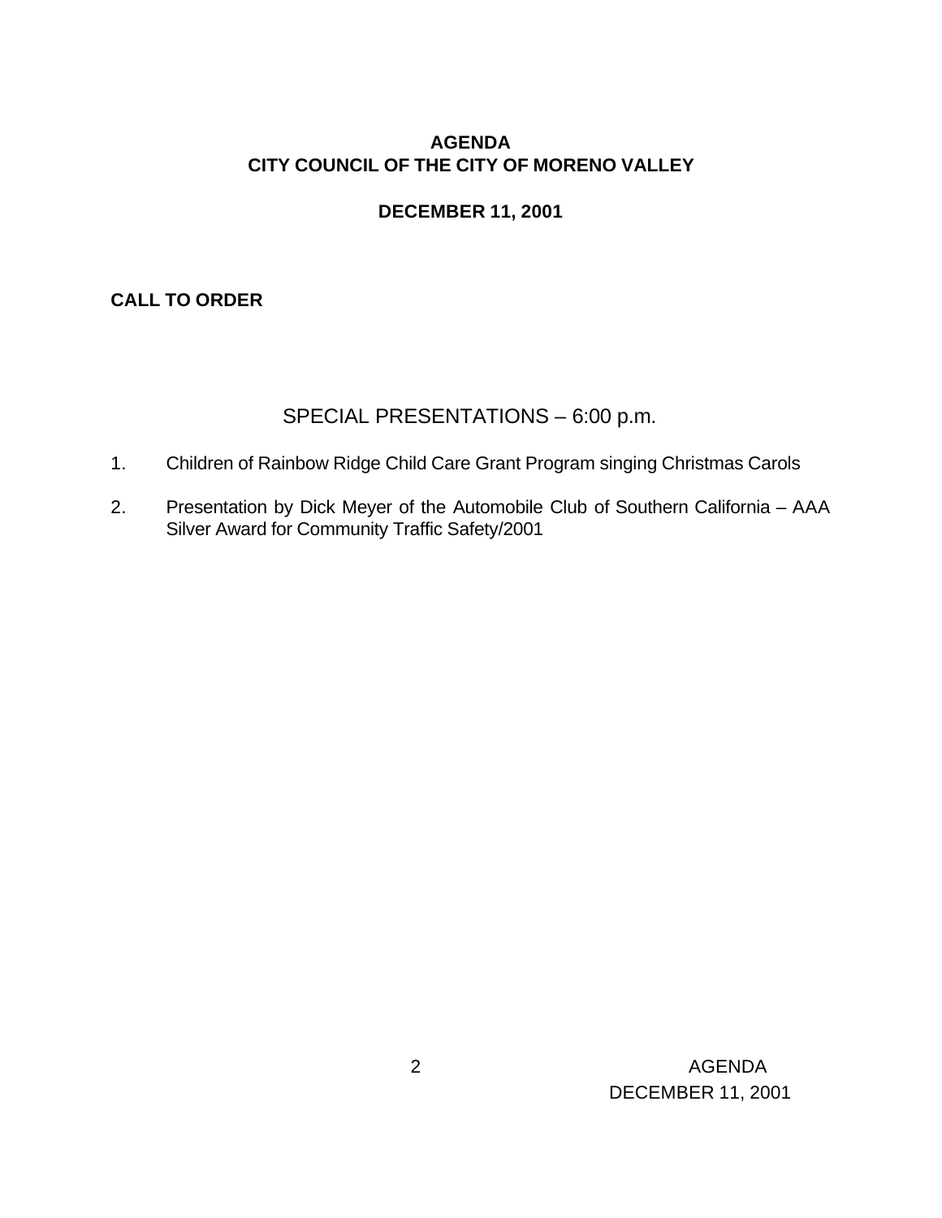# AGENDA
# CITY COUNCIL OF THE CITY OF MORENO VALLEY

## DECEMBER 11, 2001

**CALL TO ORDER**

## SPECIAL PRESENTATIONS – 6:00 p.m.

1. Children of Rainbow Ridge Child Care Grant Program singing Christmas Carols
2. Presentation by Dick Meyer of the Automobile Club of Southern California – AAA Silver Award for Community Traffic Safety/2001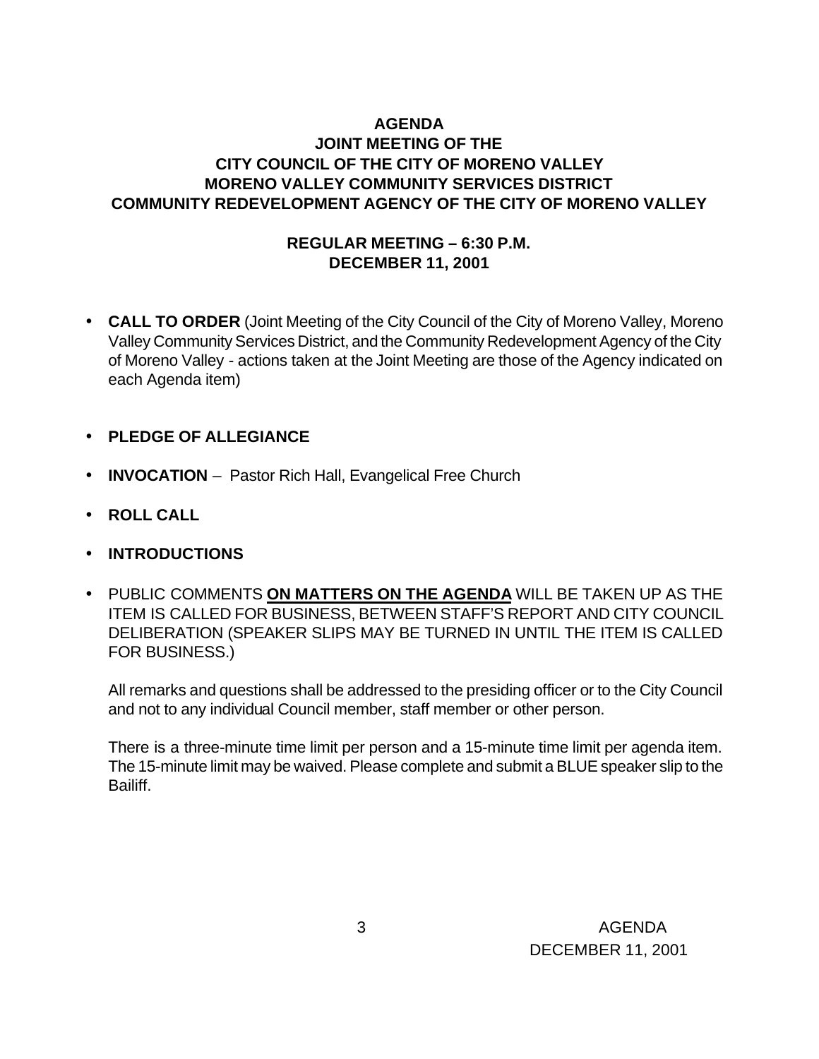# AGENDA
## JOINT MEETING OF THE
## CITY COUNCIL OF THE CITY OF MORENO VALLEY
## MORENO VALLEY COMMUNITY SERVICES DISTRICT
## COMMUNITY REDEVELOPMENT AGENCY OF THE CITY OF MORENO VALLEY

### REGULAR MEETING – 6:30 P.M.
### DECEMBER 11, 2001

- **CALL TO ORDER** (Joint Meeting of the City Council of the City of Moreno Valley, Moreno Valley Community Services District, and the Community Redevelopment Agency of the City of Moreno Valley - actions taken at the Joint Meeting are those of the Agency indicated on each Agenda item)

- **PLEDGE OF ALLEGIANCE**

- **INVOCATION** – Pastor Rich Hall, Evangelical Free Church

- **ROLL CALL**

- **INTRODUCTIONS**

- PUBLIC COMMENTS **ON MATTERS ON THE AGENDA** WILL BE TAKEN UP AS THE ITEM IS CALLED FOR BUSINESS, BETWEEN STAFF'S REPORT AND CITY COUNCIL DELIBERATION (SPEAKER SLIPS MAY BE TURNED IN UNTIL THE ITEM IS CALLED FOR BUSINESS.)

  All remarks and questions shall be addressed to the presiding officer or to the City Council and not to any individual Council member, staff member or other person.

  There is a three-minute time limit per person and a 15-minute time limit per agenda item. The 15-minute limit may be waived. Please complete and submit a BLUE speaker slip to the Bailiff.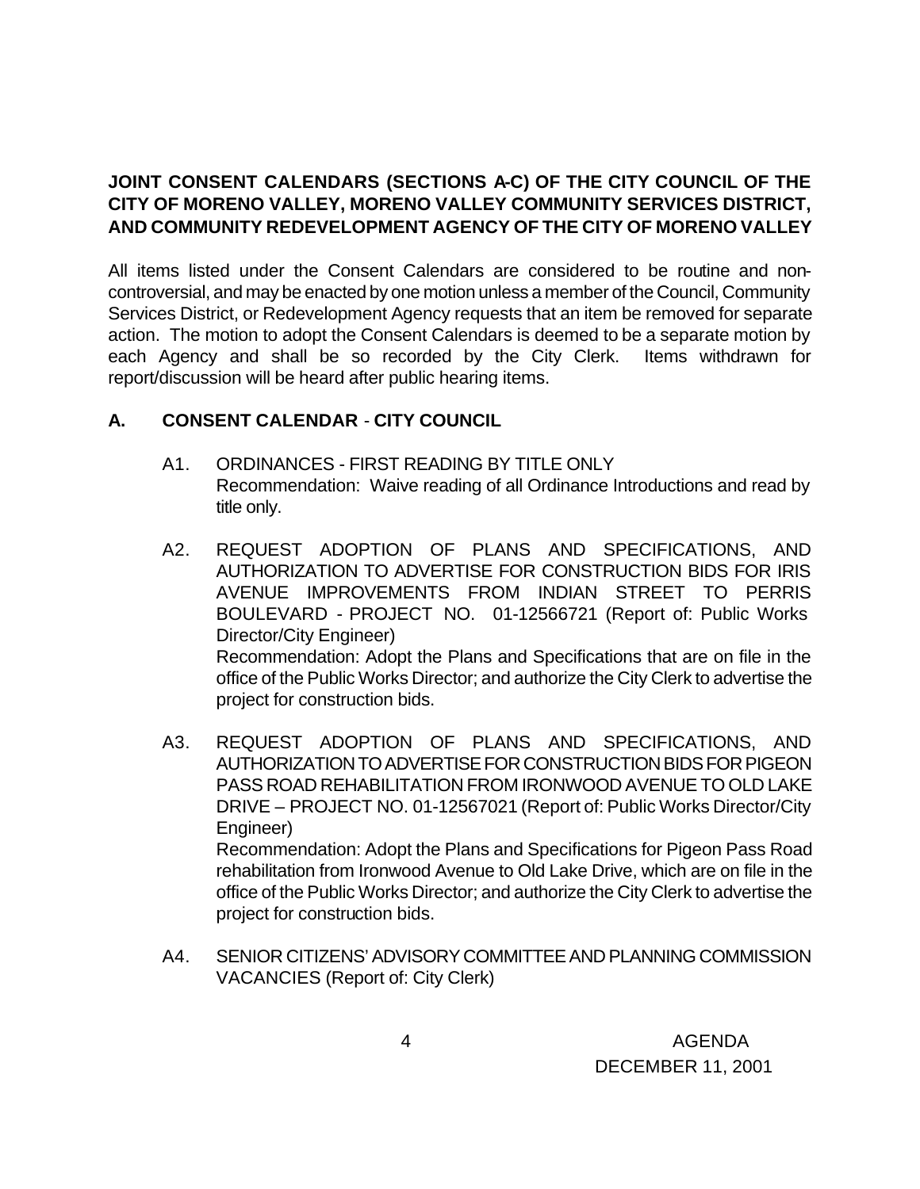**JOINT CONSENT CALENDARS (SECTIONS A-C) OF THE CITY COUNCIL OF THE CITY OF MORENO VALLEY, MORENO VALLEY COMMUNITY SERVICES DISTRICT, AND COMMUNITY REDEVELOPMENT AGENCY OF THE CITY OF MORENO VALLEY**

All items listed under the Consent Calendars are considered to be routine and non-controversial, and may be enacted by one motion unless a member of the Council, Community Services District, or Redevelopment Agency requests that an item be removed for separate action. The motion to adopt the Consent Calendars is deemed to be a separate motion by each Agency and shall be so recorded by the City Clerk. Items withdrawn for report/discussion will be heard after public hearing items.

## A. CONSENT CALENDAR - CITY COUNCIL

A1. ORDINANCES - FIRST READING BY TITLE ONLY
Recommendation: Waive reading of all Ordinance Introductions and read by title only.

A2. REQUEST ADOPTION OF PLANS AND SPECIFICATIONS, AND AUTHORIZATION TO ADVERTISE FOR CONSTRUCTION BIDS FOR IRIS AVENUE IMPROVEMENTS FROM INDIAN STREET TO PERRIS BOULEVARD - PROJECT NO. 01-12566721 (Report of: Public Works Director/City Engineer)
Recommendation: Adopt the Plans and Specifications that are on file in the office of the Public Works Director; and authorize the City Clerk to advertise the project for construction bids.

A3. REQUEST ADOPTION OF PLANS AND SPECIFICATIONS, AND AUTHORIZATION TO ADVERTISE FOR CONSTRUCTION BIDS FOR PIGEON PASS ROAD REHABILITATION FROM IRONWOOD AVENUE TO OLD LAKE DRIVE – PROJECT NO. 01-12567021 (Report of: Public Works Director/City Engineer)
Recommendation: Adopt the Plans and Specifications for Pigeon Pass Road rehabilitation from Ironwood Avenue to Old Lake Drive, which are on file in the office of the Public Works Director; and authorize the City Clerk to advertise the project for construction bids.

A4. SENIOR CITIZENS' ADVISORY COMMITTEE AND PLANNING COMMISSION VACANCIES (Report of: City Clerk)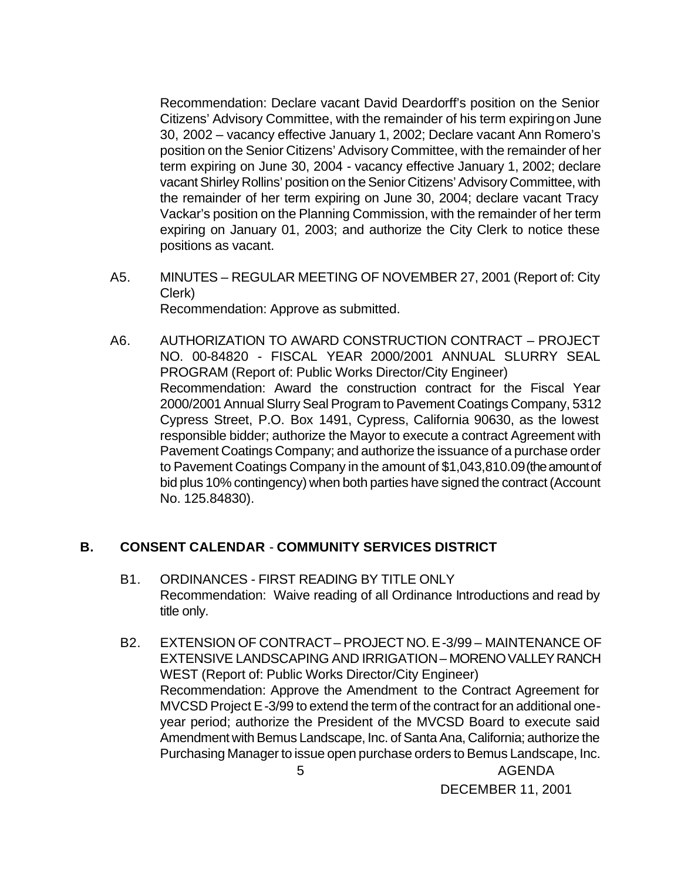Recommendation: Declare vacant David Deardorff's position on the Senior Citizens' Advisory Committee, with the remainder of his term expiring on June 30, 2002 – vacancy effective January 1, 2002; Declare vacant Ann Romero's position on the Senior Citizens' Advisory Committee, with the remainder of her term expiring on June 30, 2004 - vacancy effective January 1, 2002; declare vacant Shirley Rollins' position on the Senior Citizens' Advisory Committee, with the remainder of her term expiring on June 30, 2004; declare vacant Tracy Vackar's position on the Planning Commission, with the remainder of her term expiring on January 01, 2003; and authorize the City Clerk to notice these positions as vacant.

A5. MINUTES – REGULAR MEETING OF NOVEMBER 27, 2001 (Report of: City Clerk)
Recommendation: Approve as submitted.

A6. AUTHORIZATION TO AWARD CONSTRUCTION CONTRACT – PROJECT NO. 00-84820 - FISCAL YEAR 2000/2001 ANNUAL SLURRY SEAL PROGRAM (Report of: Public Works Director/City Engineer)
Recommendation: Award the construction contract for the Fiscal Year 2000/2001 Annual Slurry Seal Program to Pavement Coatings Company, 5312 Cypress Street, P.O. Box 1491, Cypress, California 90630, as the lowest responsible bidder; authorize the Mayor to execute a contract Agreement with Pavement Coatings Company; and authorize the issuance of a purchase order to Pavement Coatings Company in the amount of $1,043,810.09 (the amount of bid plus 10% contingency) when both parties have signed the contract (Account No. 125.84830).

## B. CONSENT CALENDAR - COMMUNITY SERVICES DISTRICT

B1. ORDINANCES - FIRST READING BY TITLE ONLY
Recommendation: Waive reading of all Ordinance Introductions and read by title only.

B2. EXTENSION OF CONTRACT – PROJECT NO. E-3/99 – MAINTENANCE OF EXTENSIVE LANDSCAPING AND IRRIGATION – MORENO VALLEY RANCH WEST (Report of: Public Works Director/City Engineer)
Recommendation: Approve the Amendment to the Contract Agreement for MVCSD Project E-3/99 to extend the term of the contract for an additional one-year period; authorize the President of the MVCSD Board to execute said Amendment with Bemus Landscape, Inc. of Santa Ana, California; authorize the Purchasing Manager to issue open purchase orders to Bemus Landscape, Inc.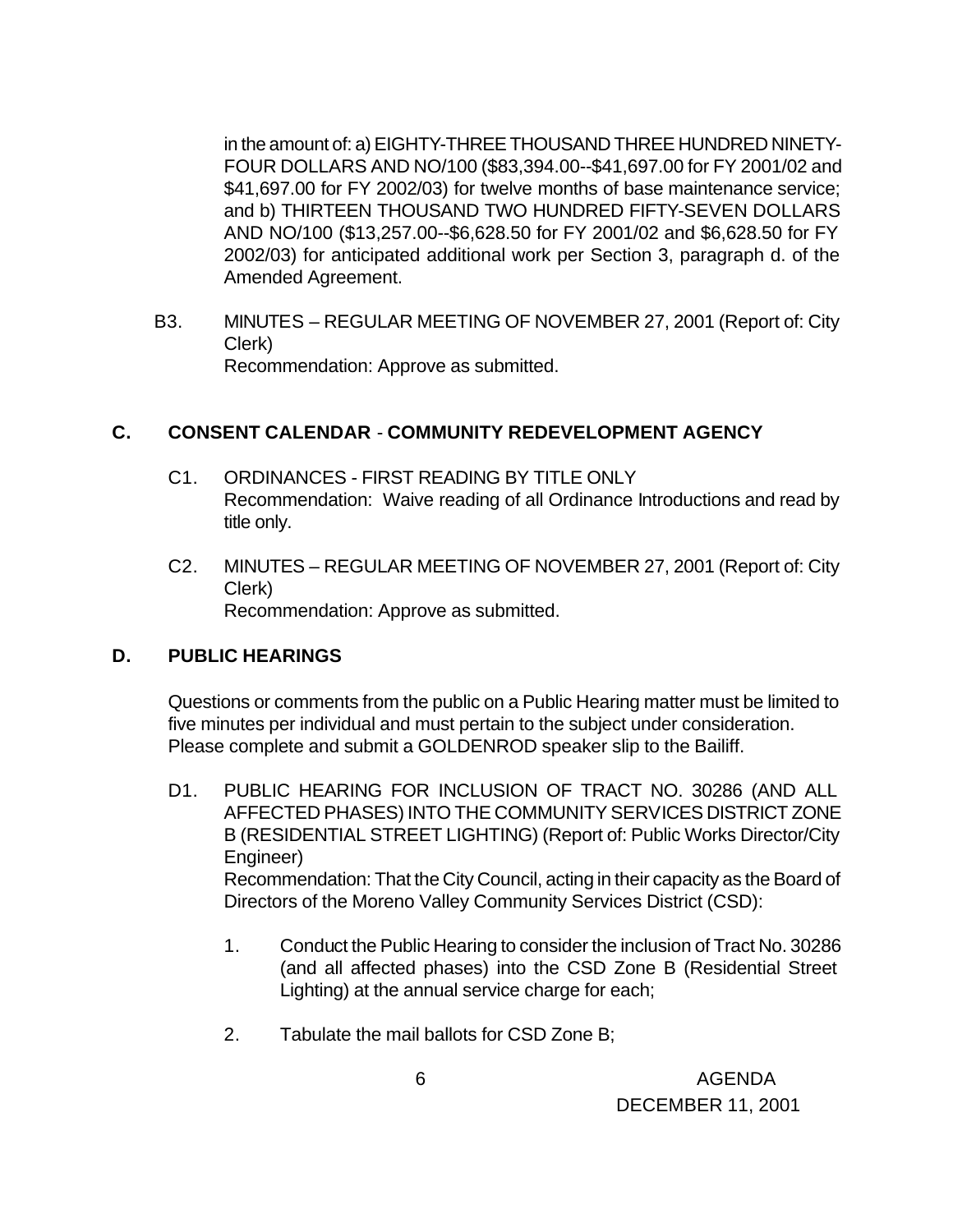in the amount of: a) EIGHTY-THREE THOUSAND THREE HUNDRED NINETY-FOUR DOLLARS AND NO/100 ($83,394.00--$41,697.00 for FY 2001/02 and $41,697.00 for FY 2002/03) for twelve months of base maintenance service; and b) THIRTEEN THOUSAND TWO HUNDRED FIFTY-SEVEN DOLLARS AND NO/100 ($13,257.00--$6,628.50 for FY 2001/02 and $6,628.50 for FY 2002/03) for anticipated additional work per Section 3, paragraph d. of the Amended Agreement.

B3. MINUTES – REGULAR MEETING OF NOVEMBER 27, 2001 (Report of: City Clerk)
Recommendation: Approve as submitted.

## C. CONSENT CALENDAR - COMMUNITY REDEVELOPMENT AGENCY

C1. ORDINANCES - FIRST READING BY TITLE ONLY
Recommendation: Waive reading of all Ordinance Introductions and read by title only.

C2. MINUTES – REGULAR MEETING OF NOVEMBER 27, 2001 (Report of: City Clerk)
Recommendation: Approve as submitted.

## D. PUBLIC HEARINGS

Questions or comments from the public on a Public Hearing matter must be limited to five minutes per individual and must pertain to the subject under consideration. Please complete and submit a GOLDENROD speaker slip to the Bailiff.

D1. PUBLIC HEARING FOR INCLUSION OF TRACT NO. 30286 (AND ALL AFFECTED PHASES) INTO THE COMMUNITY SERVICES DISTRICT ZONE B (RESIDENTIAL STREET LIGHTING) (Report of: Public Works Director/City Engineer)
Recommendation: That the City Council, acting in their capacity as the Board of Directors of the Moreno Valley Community Services District (CSD):

1. Conduct the Public Hearing to consider the inclusion of Tract No. 30286 (and all affected phases) into the CSD Zone B (Residential Street Lighting) at the annual service charge for each;

2. Tabulate the mail ballots for CSD Zone B;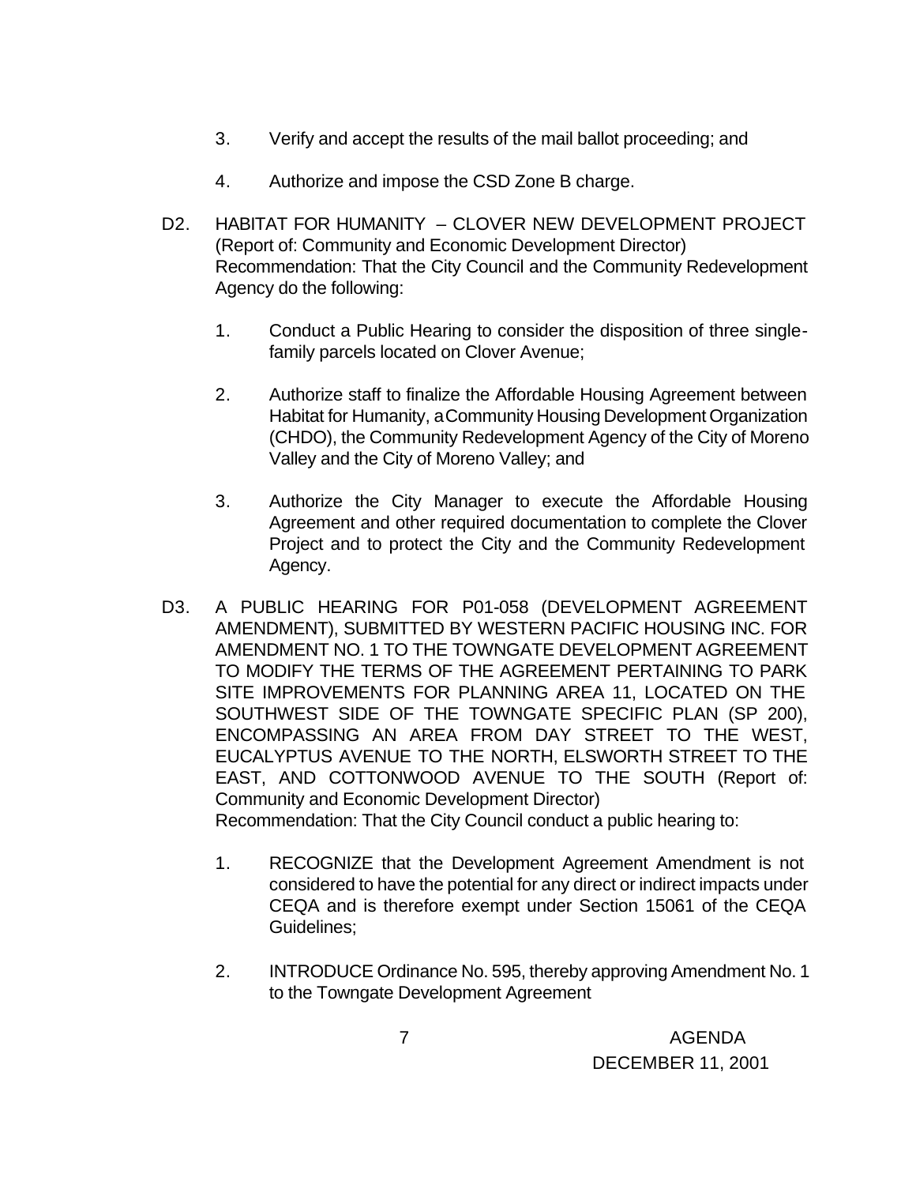3. Verify and accept the results of the mail ballot proceeding; and

4. Authorize and impose the CSD Zone B charge.

D2. HABITAT FOR HUMANITY – CLOVER NEW DEVELOPMENT PROJECT (Report of: Community and Economic Development Director)
Recommendation: That the City Council and the Community Redevelopment Agency do the following:

1. Conduct a Public Hearing to consider the disposition of three single-family parcels located on Clover Avenue;

2. Authorize staff to finalize the Affordable Housing Agreement between Habitat for Humanity, a Community Housing Development Organization (CHDO), the Community Redevelopment Agency of the City of Moreno Valley and the City of Moreno Valley; and

3. Authorize the City Manager to execute the Affordable Housing Agreement and other required documentation to complete the Clover Project and to protect the City and the Community Redevelopment Agency.

D3. A PUBLIC HEARING FOR P01-058 (DEVELOPMENT AGREEMENT AMENDMENT), SUBMITTED BY WESTERN PACIFIC HOUSING INC. FOR AMENDMENT NO. 1 TO THE TOWNGATE DEVELOPMENT AGREEMENT TO MODIFY THE TERMS OF THE AGREEMENT PERTAINING TO PARK SITE IMPROVEMENTS FOR PLANNING AREA 11, LOCATED ON THE SOUTHWEST SIDE OF THE TOWNGATE SPECIFIC PLAN (SP 200), ENCOMPASSING AN AREA FROM DAY STREET TO THE WEST, EUCALYPTUS AVENUE TO THE NORTH, ELSWORTH STREET TO THE EAST, AND COTTONWOOD AVENUE TO THE SOUTH (Report of: Community and Economic Development Director)
Recommendation: That the City Council conduct a public hearing to:

1. RECOGNIZE that the Development Agreement Amendment is not considered to have the potential for any direct or indirect impacts under CEQA and is therefore exempt under Section 15061 of the CEQA Guidelines;

2. INTRODUCE Ordinance No. 595, thereby approving Amendment No. 1 to the Towngate Development Agreement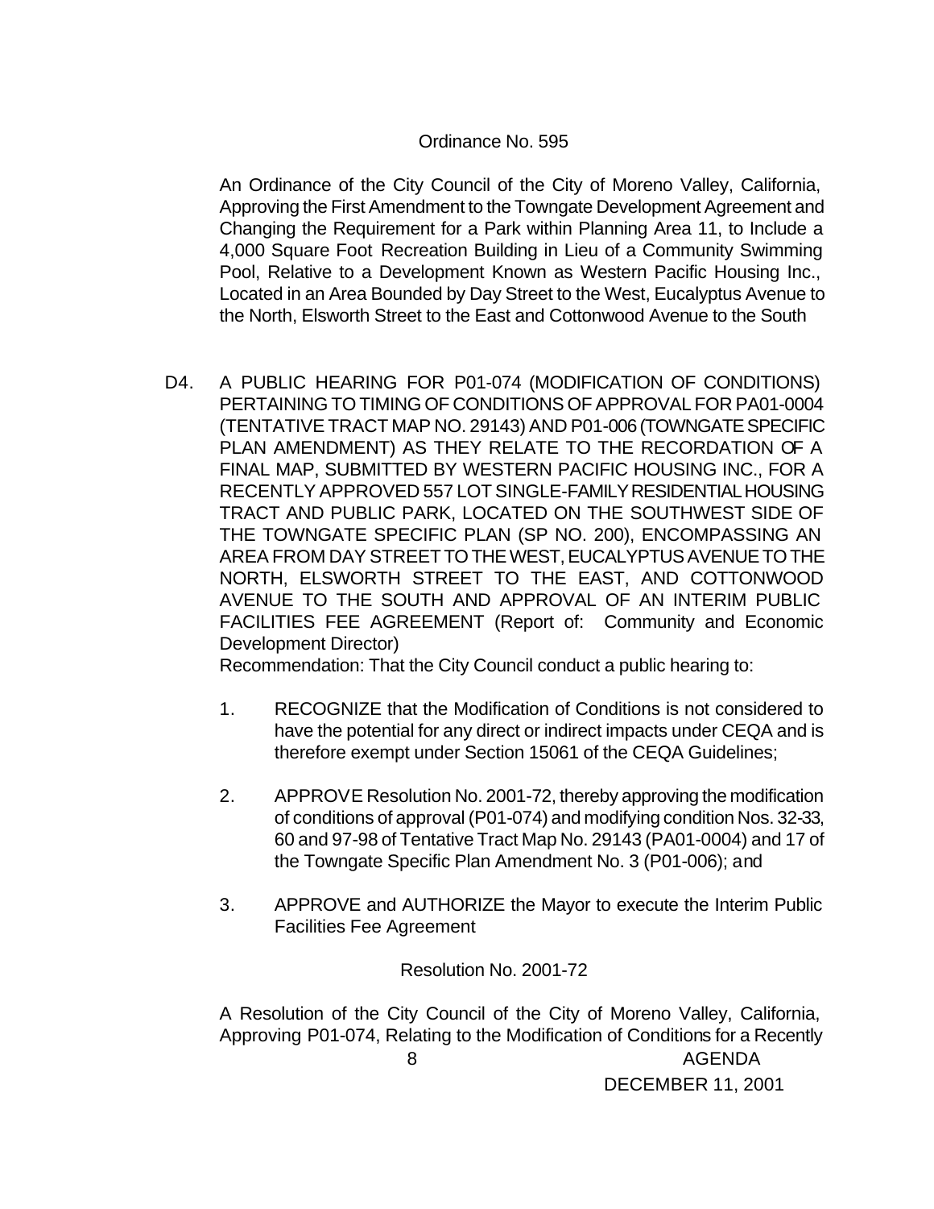Ordinance No. 595

An Ordinance of the City Council of the City of Moreno Valley, California, Approving the First Amendment to the Towngate Development Agreement and Changing the Requirement for a Park within Planning Area 11, to Include a 4,000 Square Foot Recreation Building in Lieu of a Community Swimming Pool, Relative to a Development Known as Western Pacific Housing Inc., Located in an Area Bounded by Day Street to the West, Eucalyptus Avenue to the North, Elsworth Street to the East and Cottonwood Avenue to the South

D4. A PUBLIC HEARING FOR P01-074 (MODIFICATION OF CONDITIONS) PERTAINING TO TIMING OF CONDITIONS OF APPROVAL FOR PA01-0004 (TENTATIVE TRACT MAP NO. 29143) AND P01-006 (TOWNGATE SPECIFIC PLAN AMENDMENT) AS THEY RELATE TO THE RECORDATION OF A FINAL MAP, SUBMITTED BY WESTERN PACIFIC HOUSING INC., FOR A RECENTLY APPROVED 557 LOT SINGLE-FAMILY RESIDENTIAL HOUSING TRACT AND PUBLIC PARK, LOCATED ON THE SOUTHWEST SIDE OF THE TOWNGATE SPECIFIC PLAN (SP NO. 200), ENCOMPASSING AN AREA FROM DAY STREET TO THE WEST, EUCALYPTUS AVENUE TO THE NORTH, ELSWORTH STREET TO THE EAST, AND COTTONWOOD AVENUE TO THE SOUTH AND APPROVAL OF AN INTERIM PUBLIC FACILITIES FEE AGREEMENT (Report of: Community and Economic Development Director)

Recommendation: That the City Council conduct a public hearing to:

1. RECOGNIZE that the Modification of Conditions is not considered to have the potential for any direct or indirect impacts under CEQA and is therefore exempt under Section 15061 of the CEQA Guidelines;

2. APPROVE Resolution No. 2001-72, thereby approving the modification of conditions of approval (P01-074) and modifying condition Nos. 32-33, 60 and 97-98 of Tentative Tract Map No. 29143 (PA01-0004) and 17 of the Towngate Specific Plan Amendment No. 3 (P01-006); and

3. APPROVE and AUTHORIZE the Mayor to execute the Interim Public Facilities Fee Agreement

Resolution No. 2001-72

A Resolution of the City Council of the City of Moreno Valley, California, Approving P01-074, Relating to the Modification of Conditions for a Recently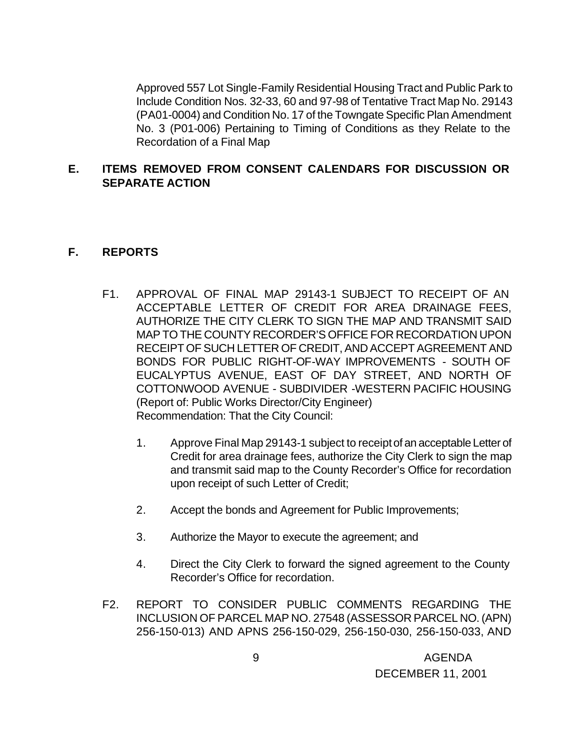Approved 557 Lot Single-Family Residential Housing Tract and Public Park to Include Condition Nos. 32-33, 60 and 97-98 of Tentative Tract Map No. 29143 (PA01-0004) and Condition No. 17 of the Towngate Specific Plan Amendment No. 3 (P01-006) Pertaining to Timing of Conditions as they Relate to the Recordation of a Final Map

## E. ITEMS REMOVED FROM CONSENT CALENDARS FOR DISCUSSION OR SEPARATE ACTION

## F. REPORTS

F1. APPROVAL OF FINAL MAP 29143-1 SUBJECT TO RECEIPT OF AN ACCEPTABLE LETTER OF CREDIT FOR AREA DRAINAGE FEES, AUTHORIZE THE CITY CLERK TO SIGN THE MAP AND TRANSMIT SAID MAP TO THE COUNTY RECORDER'S OFFICE FOR RECORDATION UPON RECEIPT OF SUCH LETTER OF CREDIT, AND ACCEPT AGREEMENT AND BONDS FOR PUBLIC RIGHT-OF-WAY IMPROVEMENTS - SOUTH OF EUCALYPTUS AVENUE, EAST OF DAY STREET, AND NORTH OF COTTONWOOD AVENUE - SUBDIVIDER -WESTERN PACIFIC HOUSING (Report of: Public Works Director/City Engineer)
Recommendation: That the City Council:

1. Approve Final Map 29143-1 subject to receipt of an acceptable Letter of Credit for area drainage fees, authorize the City Clerk to sign the map and transmit said map to the County Recorder's Office for recordation upon receipt of such Letter of Credit;

2. Accept the bonds and Agreement for Public Improvements;

3. Authorize the Mayor to execute the agreement; and

4. Direct the City Clerk to forward the signed agreement to the County Recorder's Office for recordation.

F2. REPORT TO CONSIDER PUBLIC COMMENTS REGARDING THE INCLUSION OF PARCEL MAP NO. 27548 (ASSESSOR PARCEL NO. (APN) 256-150-013) AND APNS 256-150-029, 256-150-030, 256-150-033, AND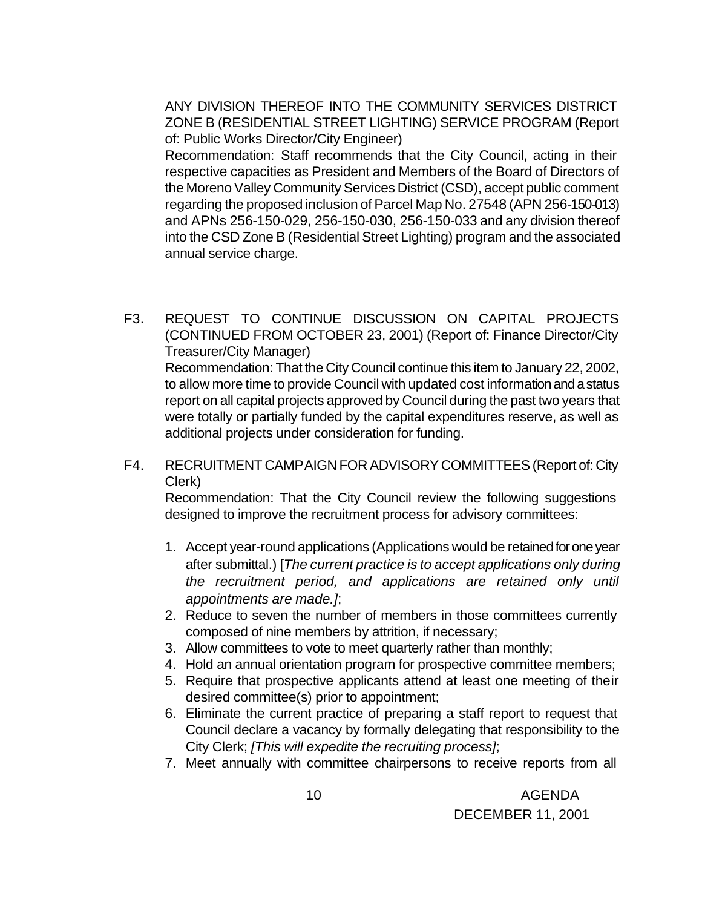ANY DIVISION THEREOF INTO THE COMMUNITY SERVICES DISTRICT ZONE B (RESIDENTIAL STREET LIGHTING) SERVICE PROGRAM (Report of: Public Works Director/City Engineer)

Recommendation: Staff recommends that the City Council, acting in their respective capacities as President and Members of the Board of Directors of the Moreno Valley Community Services District (CSD), accept public comment regarding the proposed inclusion of Parcel Map No. 27548 (APN 256-150-013) and APNs 256-150-029, 256-150-030, 256-150-033 and any division thereof into the CSD Zone B (Residential Street Lighting) program and the associated annual service charge.

F3. REQUEST TO CONTINUE DISCUSSION ON CAPITAL PROJECTS (CONTINUED FROM OCTOBER 23, 2001) (Report of: Finance Director/City Treasurer/City Manager)

Recommendation: That the City Council continue this item to January 22, 2002, to allow more time to provide Council with updated cost information and a status report on all capital projects approved by Council during the past two years that were totally or partially funded by the capital expenditures reserve, as well as additional projects under consideration for funding.

F4. RECRUITMENT CAMPAIGN FOR ADVISORY COMMITTEES (Report of: City Clerk)

Recommendation: That the City Council review the following suggestions designed to improve the recruitment process for advisory committees:

1. Accept year-round applications (Applications would be retained for one year after submittal.) [*The current practice is to accept applications only during the recruitment period, and applications are retained only until appointments are made.]*;
2. Reduce to seven the number of members in those committees currently composed of nine members by attrition, if necessary;
3. Allow committees to vote to meet quarterly rather than monthly;
4. Hold an annual orientation program for prospective committee members;
5. Require that prospective applicants attend at least one meeting of their desired committee(s) prior to appointment;
6. Eliminate the current practice of preparing a staff report to request that Council declare a vacancy by formally delegating that responsibility to the City Clerk; *[This will expedite the recruiting process]*;
7. Meet annually with committee chairpersons to receive reports from all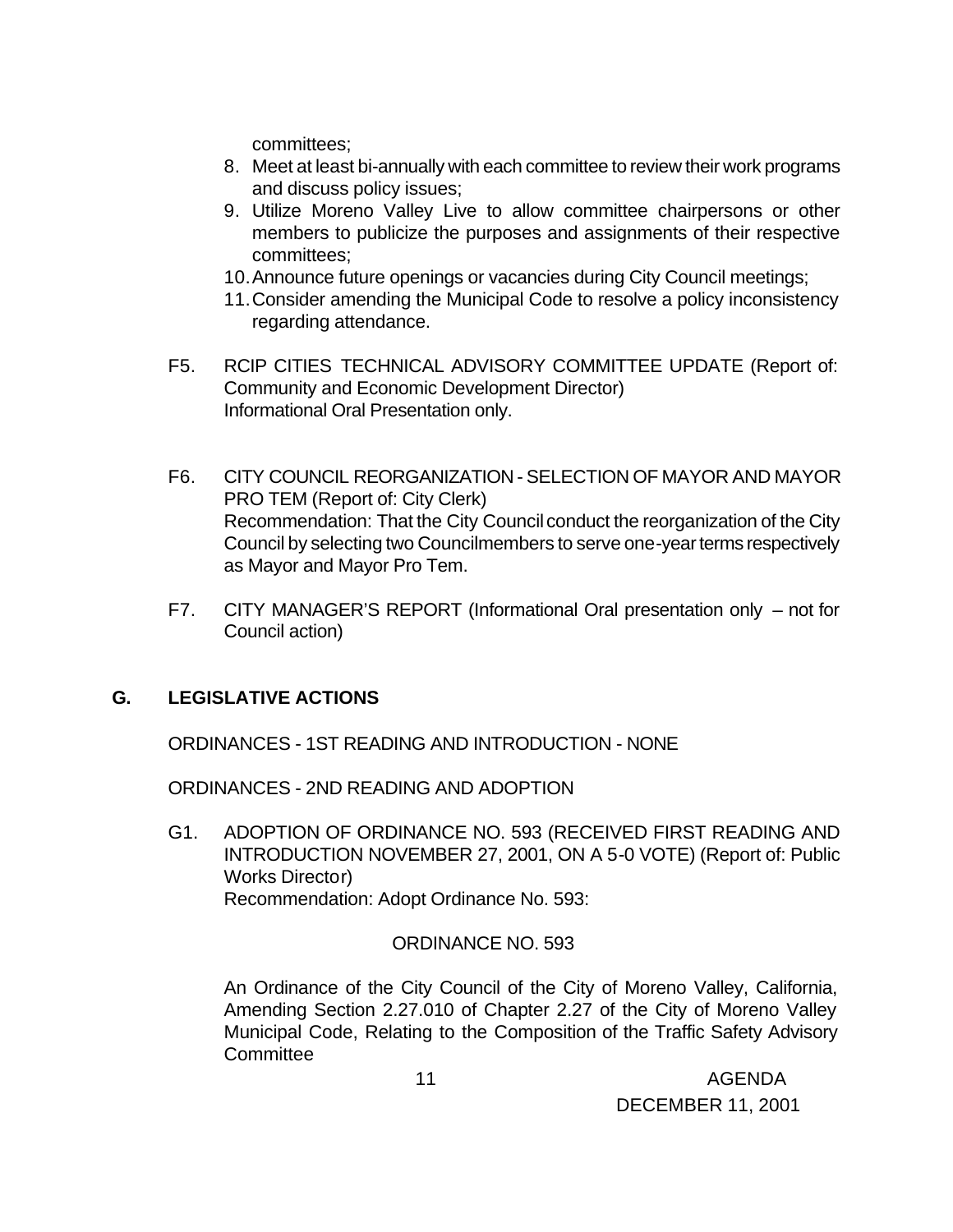committees;

8. Meet at least bi-annually with each committee to review their work programs and discuss policy issues;
9. Utilize Moreno Valley Live to allow committee chairpersons or other members to publicize the purposes and assignments of their respective committees;
10. Announce future openings or vacancies during City Council meetings;
11. Consider amending the Municipal Code to resolve a policy inconsistency regarding attendance.

F5. RCIP CITIES TECHNICAL ADVISORY COMMITTEE UPDATE (Report of: Community and Economic Development Director)
Informational Oral Presentation only.

F6. CITY COUNCIL REORGANIZATION - SELECTION OF MAYOR AND MAYOR PRO TEM (Report of: City Clerk)
Recommendation: That the City Council conduct the reorganization of the City Council by selecting two Councilmembers to serve one-year terms respectively as Mayor and Mayor Pro Tem.

F7. CITY MANAGER'S REPORT (Informational Oral presentation only – not for Council action)

## G. LEGISLATIVE ACTIONS

ORDINANCES - 1ST READING AND INTRODUCTION - NONE

ORDINANCES - 2ND READING AND ADOPTION

G1. ADOPTION OF ORDINANCE NO. 593 (RECEIVED FIRST READING AND INTRODUCTION NOVEMBER 27, 2001, ON A 5-0 VOTE) (Report of: Public Works Director)
Recommendation: Adopt Ordinance No. 593:

ORDINANCE NO. 593

An Ordinance of the City Council of the City of Moreno Valley, California, Amending Section 2.27.010 of Chapter 2.27 of the City of Moreno Valley Municipal Code, Relating to the Composition of the Traffic Safety Advisory Committee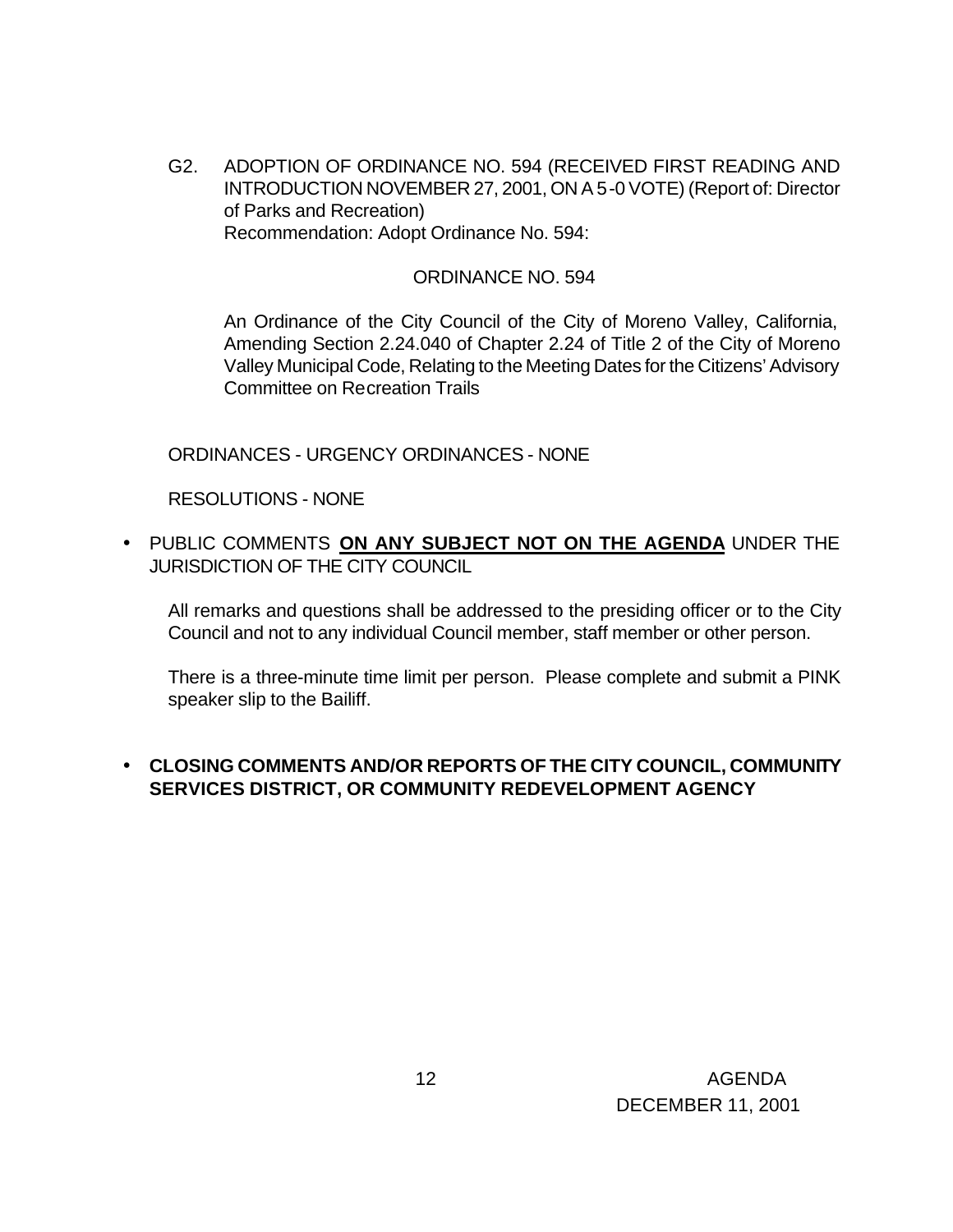G2. ADOPTION OF ORDINANCE NO. 594 (RECEIVED FIRST READING AND INTRODUCTION NOVEMBER 27, 2001, ON A 5-0 VOTE) (Report of: Director of Parks and Recreation)
Recommendation: Adopt Ordinance No. 594:

ORDINANCE NO. 594

An Ordinance of the City Council of the City of Moreno Valley, California, Amending Section 2.24.040 of Chapter 2.24 of Title 2 of the City of Moreno Valley Municipal Code, Relating to the Meeting Dates for the Citizens' Advisory Committee on Recreation Trails

ORDINANCES - URGENCY ORDINANCES - NONE

RESOLUTIONS - NONE

- PUBLIC COMMENTS **ON ANY SUBJECT NOT ON THE AGENDA** UNDER THE JURISDICTION OF THE CITY COUNCIL

  All remarks and questions shall be addressed to the presiding officer or to the City Council and not to any individual Council member, staff member or other person.

  There is a three-minute time limit per person. Please complete and submit a PINK speaker slip to the Bailiff.

- **CLOSING COMMENTS AND/OR REPORTS OF THE CITY COUNCIL, COMMUNITY SERVICES DISTRICT, OR COMMUNITY REDEVELOPMENT AGENCY**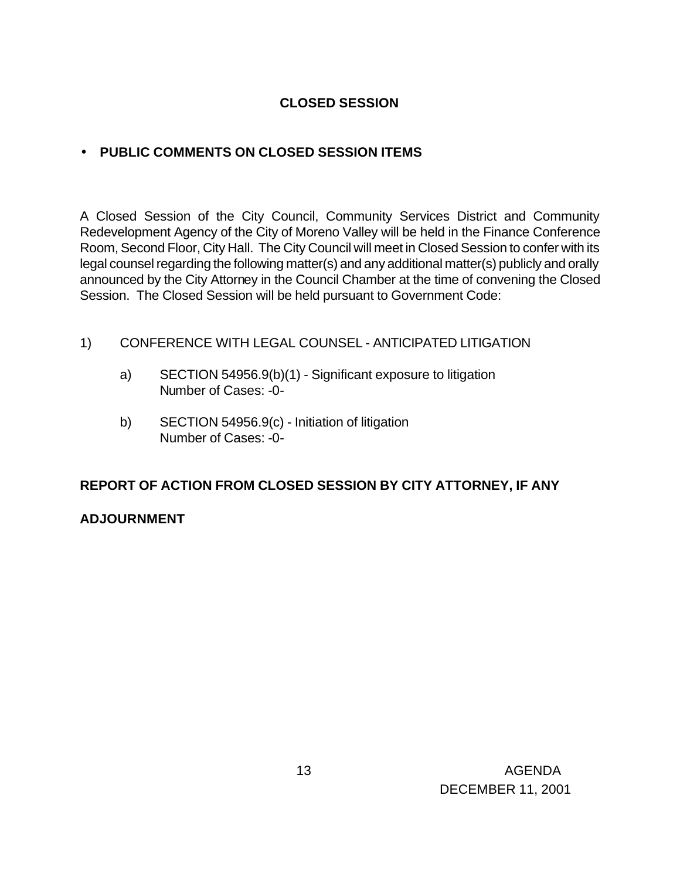## CLOSED SESSION

- **PUBLIC COMMENTS ON CLOSED SESSION ITEMS**

A Closed Session of the City Council, Community Services District and Community Redevelopment Agency of the City of Moreno Valley will be held in the Finance Conference Room, Second Floor, City Hall. The City Council will meet in Closed Session to confer with its legal counsel regarding the following matter(s) and any additional matter(s) publicly and orally announced by the City Attorney in the Council Chamber at the time of convening the Closed Session. The Closed Session will be held pursuant to Government Code:

1) CONFERENCE WITH LEGAL COUNSEL - ANTICIPATED LITIGATION

   a) SECTION 54956.9(b)(1) - Significant exposure to litigation
      Number of Cases: -0-

   b) SECTION 54956.9(c) - Initiation of litigation
      Number of Cases: -0-

**REPORT OF ACTION FROM CLOSED SESSION BY CITY ATTORNEY, IF ANY**

**ADJOURNMENT**